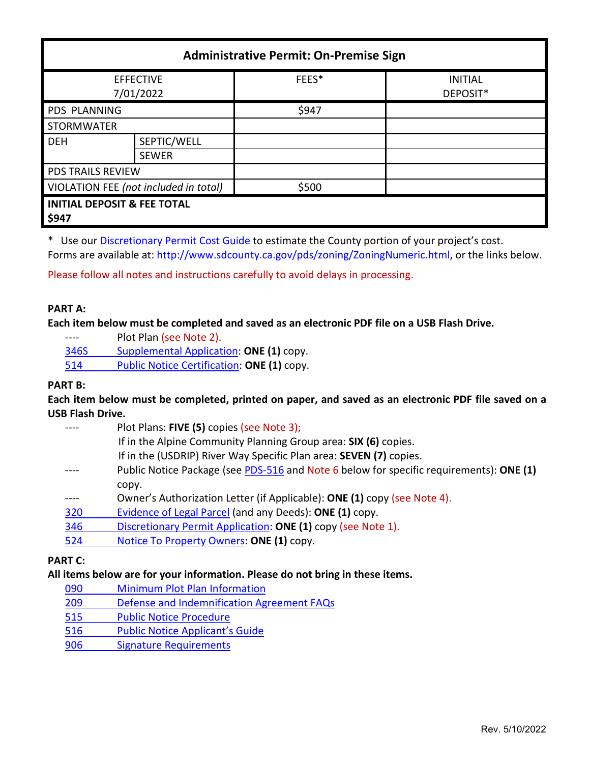| Administrative Permit: On-Premise Sign | | | |
|---|---|---|---|
| EFFECTIVE 7/01/2022 | | FEES* | INITIAL DEPOSIT* |
| PDS PLANNING | | $947 | |
| STORMWATER | | | |
| DEH | SEPTIC/WELL | | |
| | SEWER | | |
| PDS TRAILS REVIEW | | | |
| VIOLATION FEE *(not included in total)* | | $500 | |
| **INITIAL DEPOSIT & FEE TOTAL $947** | | | |

\* Use our Discretionary Permit Cost Guide to estimate the County portion of your project's cost.
Forms are available at: http://www.sdcounty.ca.gov/pds/zoning/ZoningNumeric.html, or the links below.

Please follow all notes and instructions carefully to avoid delays in processing.

**PART A:**

**Each item below must be completed and saved as an electronic PDF file on a USB Flash Drive.**

- ---- Plot Plan (see Note 2).
- 346S Supplemental Application: **ONE (1)** copy.
- 514 Public Notice Certification: **ONE (1)** copy.

**PART B:**

**Each item below must be completed, printed on paper, and saved as an electronic PDF file saved on a USB Flash Drive.**

- ---- Plot Plans: **FIVE (5)** copies (see Note 3);
  If in the Alpine Community Planning Group area: **SIX (6)** copies.
  If in the (USDRIP) River Way Specific Plan area: **SEVEN (7)** copies.
- ---- Public Notice Package (see PDS-516 and Note 6 below for specific requirements): **ONE (1)** copy.
- ---- Owner's Authorization Letter (if Applicable): **ONE (1)** copy (see Note 4).
- 320 Evidence of Legal Parcel (and any Deeds): **ONE (1)** copy.
- 346 Discretionary Permit Application: **ONE (1)** copy (see Note 1).
- 524 Notice To Property Owners: **ONE (1)** copy.

**PART C:**

**All items below are for your information. Please do not bring in these items.**

- 090 Minimum Plot Plan Information
- 209 Defense and Indemnification Agreement FAQs
- 515 Public Notice Procedure
- 516 Public Notice Applicant's Guide
- 906 Signature Requirements

Rev. 5/10/2022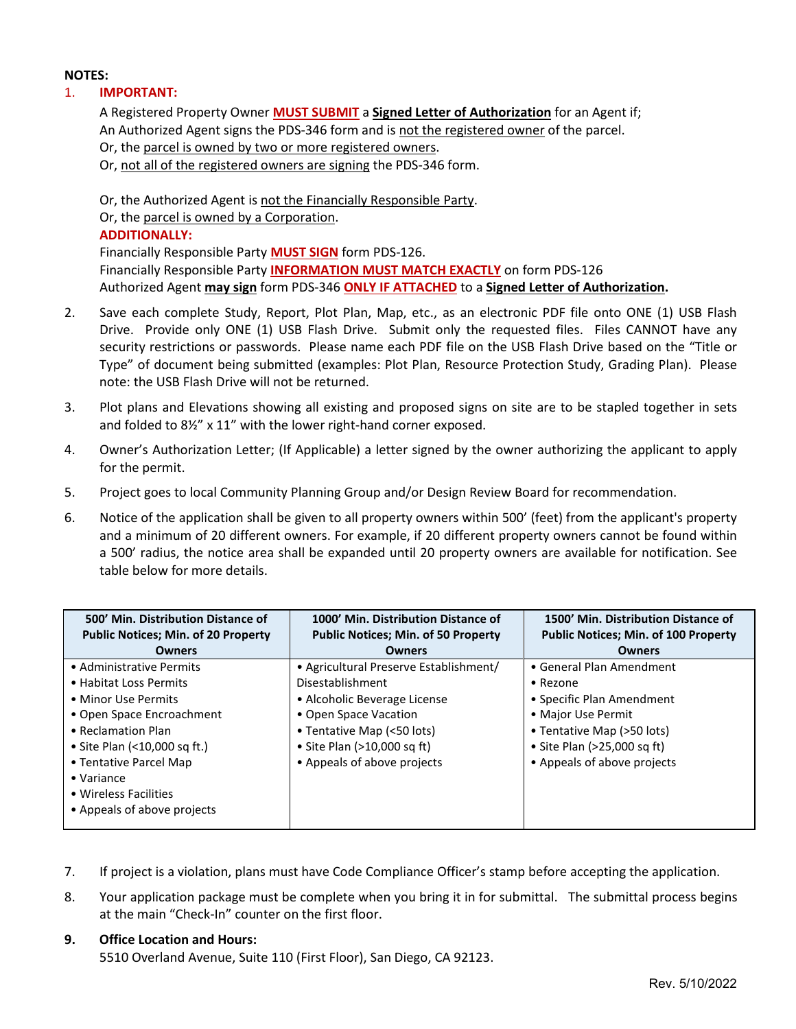**NOTES:**

1. **IMPORTANT:**

   A Registered Property Owner **MUST SUBMIT** a **Signed Letter of Authorization** for an Agent if;
   An Authorized Agent signs the PDS-346 form and is not the registered owner of the parcel.
   Or, the parcel is owned by two or more registered owners.
   Or, not all of the registered owners are signing the PDS-346 form.

   Or, the Authorized Agent is not the Financially Responsible Party.
   Or, the parcel is owned by a Corporation.

   **ADDITIONALLY:**
   Financially Responsible Party **MUST SIGN** form PDS-126.
   Financially Responsible Party **INFORMATION MUST MATCH EXACTLY** on form PDS-126
   Authorized Agent **may sign** form PDS-346 **ONLY IF ATTACHED** to a **Signed Letter of Authorization.**

2. Save each complete Study, Report, Plot Plan, Map, etc., as an electronic PDF file onto ONE (1) USB Flash Drive. Provide only ONE (1) USB Flash Drive. Submit only the requested files. Files CANNOT have any security restrictions or passwords. Please name each PDF file on the USB Flash Drive based on the "Title or Type" of document being submitted (examples: Plot Plan, Resource Protection Study, Grading Plan). Please note: the USB Flash Drive will not be returned.

3. Plot plans and Elevations showing all existing and proposed signs on site are to be stapled together in sets and folded to 8½" x 11" with the lower right-hand corner exposed.

4. Owner's Authorization Letter; (If Applicable) a letter signed by the owner authorizing the applicant to apply for the permit.

5. Project goes to local Community Planning Group and/or Design Review Board for recommendation.

6. Notice of the application shall be given to all property owners within 500' (feet) from the applicant's property and a minimum of 20 different owners. For example, if 20 different property owners cannot be found within a 500' radius, the notice area shall be expanded until 20 property owners are available for notification. See table below for more details.

| 500' Min. Distribution Distance of Public Notices; Min. of 20 Property Owners | 1000' Min. Distribution Distance of Public Notices; Min. of 50 Property Owners | 1500' Min. Distribution Distance of Public Notices; Min. of 100 Property Owners |
|---|---|---|
| • Administrative Permits<br>• Habitat Loss Permits<br>• Minor Use Permits<br>• Open Space Encroachment<br>• Reclamation Plan<br>• Site Plan (<10,000 sq ft.)<br>• Tentative Parcel Map<br>• Variance<br>• Wireless Facilities<br>• Appeals of above projects | • Agricultural Preserve Establishment/ Disestablishment<br>• Alcoholic Beverage License<br>• Open Space Vacation<br>• Tentative Map (<50 lots)<br>• Site Plan (>10,000 sq ft)<br>• Appeals of above projects | • General Plan Amendment<br>• Rezone<br>• Specific Plan Amendment<br>• Major Use Permit<br>• Tentative Map (>50 lots)<br>• Site Plan (>25,000 sq ft)<br>• Appeals of above projects |

7. If project is a violation, plans must have Code Compliance Officer's stamp before accepting the application.

8. Your application package must be complete when you bring it in for submittal. The submittal process begins at the main "Check-In" counter on the first floor.

9. **Office Location and Hours:**
   5510 Overland Avenue, Suite 110 (First Floor), San Diego, CA 92123.

Rev. 5/10/2022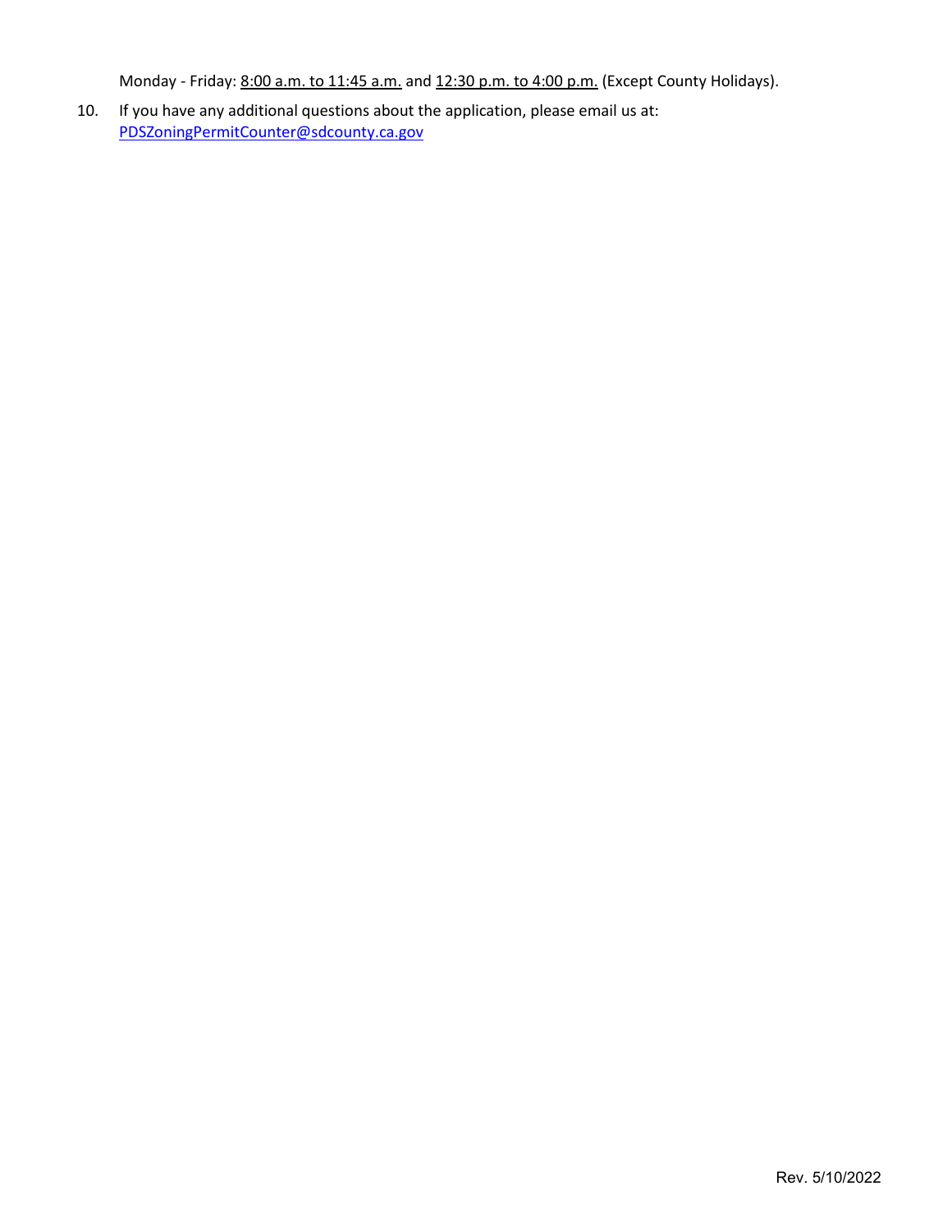Monday - Friday: 8:00 a.m. to 11:45 a.m. and 12:30 p.m. to 4:00 p.m. (Except County Holidays).

10. If you have any additional questions about the application, please email us at: PDSZoningPermitCounter@sdcounty.ca.gov

Rev. 5/10/2022